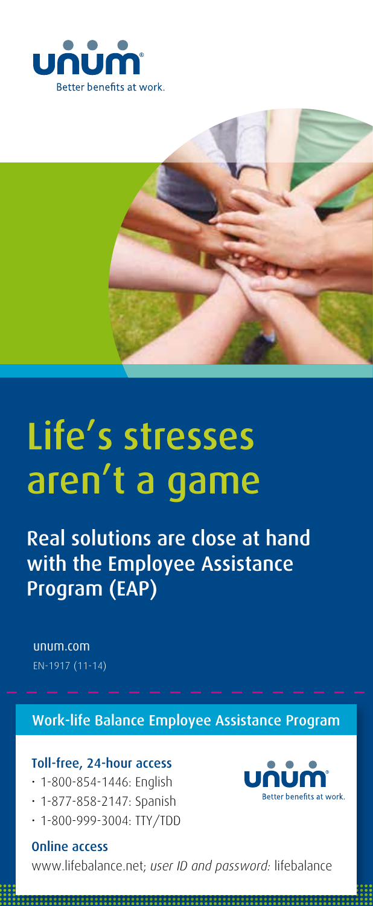unum

Better benefits at work.

# Life's stresses aren't a game

## Real solutions are close at hand with the Employee Assistance Program (EAP)

unum.com

EN-1917 (11-14)

### Work-life Balance Employee Assistance Program

**Toll-free, 24-hour access**

- 1-800-854-1446: English
- 1-877-858-2147: Spanish
- 1-800-999-3004: TTY/TDD

unum

Better benefits at work.

**Online access**

www.lifebalance.net; *user ID and password:* lifebalance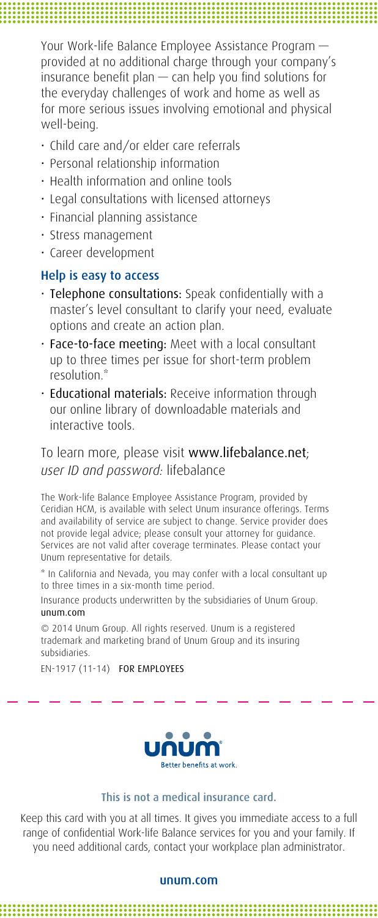Your Work-life Balance Employee Assistance Program — provided at no additional charge through your company's insurance benefit plan — can help you find solutions for the everyday challenges of work and home as well as for more serious issues involving emotional and physical well-being.

- Child care and/or elder care referrals
- Personal relationship information
- Health information and online tools
- Legal consultations with licensed attorneys
- Financial planning assistance
- Stress management
- Career development

## Help is easy to access

- **Telephone consultations:** Speak confidentially with a master's level consultant to clarify your need, evaluate options and create an action plan.
- **Face-to-face meeting:** Meet with a local consultant up to three times per issue for short-term problem resolution.*
- **Educational materials:** Receive information through our online library of downloadable materials and interactive tools.

To learn more, please visit **www.lifebalance.net**; *user ID and password:* lifebalance

The Work-life Balance Employee Assistance Program, provided by Ceridian HCM, is available with select Unum insurance offerings. Terms and availability of service are subject to change. Service provider does not provide legal advice; please consult your attorney for guidance. Services are not valid after coverage terminates. Please contact your Unum representative for details.

\* In California and Nevada, you may confer with a local consultant up to three times in a six-month time period.

Insurance products underwritten by the subsidiaries of Unum Group.
unum.com

© 2014 Unum Group. All rights reserved. Unum is a registered trademark and marketing brand of Unum Group and its insuring subsidiaries.

EN-1917 (11-14) FOR EMPLOYEES

---

unum
Better benefits at work.

**This is not a medical insurance card.**

Keep this card with you at all times. It gives you immediate access to a full range of confidential Work-life Balance services for you and your family. If you need additional cards, contact your workplace plan administrator.

**unum.com**